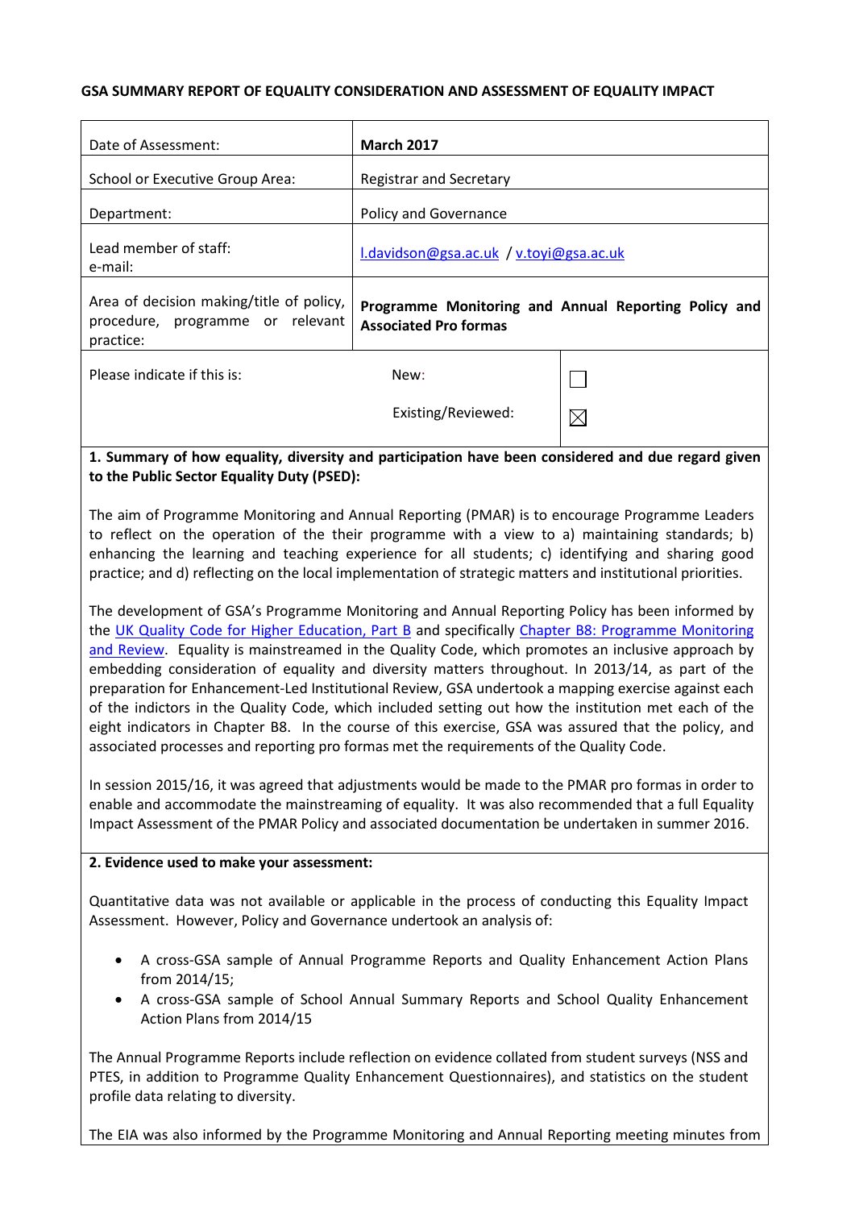**GSA SUMMARY REPORT OF EQUALITY CONSIDERATION AND ASSESSMENT OF EQUALITY IMPACT**

| | | |
|---|---|---|
| Date of Assessment: | **March 2017** | |
| School or Executive Group Area: | Registrar and Secretary | |
| Department: | Policy and Governance | |
| Lead member of staff:<br>e-mail: | l.davidson@gsa.ac.uk / v.toyi@gsa.ac.uk | |
| Area of decision making/title of policy, procedure, programme or relevant practice: | **Programme Monitoring and Annual Reporting Policy and Associated Pro formas** | |
| Please indicate if this is: | New: | ☐ |
| | Existing/Reviewed: | ☒ |

**1. Summary of how equality, diversity and participation have been considered and due regard given to the Public Sector Equality Duty (PSED):**

The aim of Programme Monitoring and Annual Reporting (PMAR) is to encourage Programme Leaders to reflect on the operation of the their programme with a view to a) maintaining standards; b) enhancing the learning and teaching experience for all students; c) identifying and sharing good practice; and d) reflecting on the local implementation of strategic matters and institutional priorities.

The development of GSA's Programme Monitoring and Annual Reporting Policy has been informed by the UK Quality Code for Higher Education, Part B and specifically Chapter B8: Programme Monitoring and Review. Equality is mainstreamed in the Quality Code, which promotes an inclusive approach by embedding consideration of equality and diversity matters throughout. In 2013/14, as part of the preparation for Enhancement-Led Institutional Review, GSA undertook a mapping exercise against each of the indictors in the Quality Code, which included setting out how the institution met each of the eight indicators in Chapter B8. In the course of this exercise, GSA was assured that the policy, and associated processes and reporting pro formas met the requirements of the Quality Code.

In session 2015/16, it was agreed that adjustments would be made to the PMAR pro formas in order to enable and accommodate the mainstreaming of equality. It was also recommended that a full Equality Impact Assessment of the PMAR Policy and associated documentation be undertaken in summer 2016.

**2. Evidence used to make your assessment:**

Quantitative data was not available or applicable in the process of conducting this Equality Impact Assessment. However, Policy and Governance undertook an analysis of:

- A cross-GSA sample of Annual Programme Reports and Quality Enhancement Action Plans from 2014/15;
- A cross-GSA sample of School Annual Summary Reports and School Quality Enhancement Action Plans from 2014/15

The Annual Programme Reports include reflection on evidence collated from student surveys (NSS and PTES, in addition to Programme Quality Enhancement Questionnaires), and statistics on the student profile data relating to diversity.

The EIA was also informed by the Programme Monitoring and Annual Reporting meeting minutes from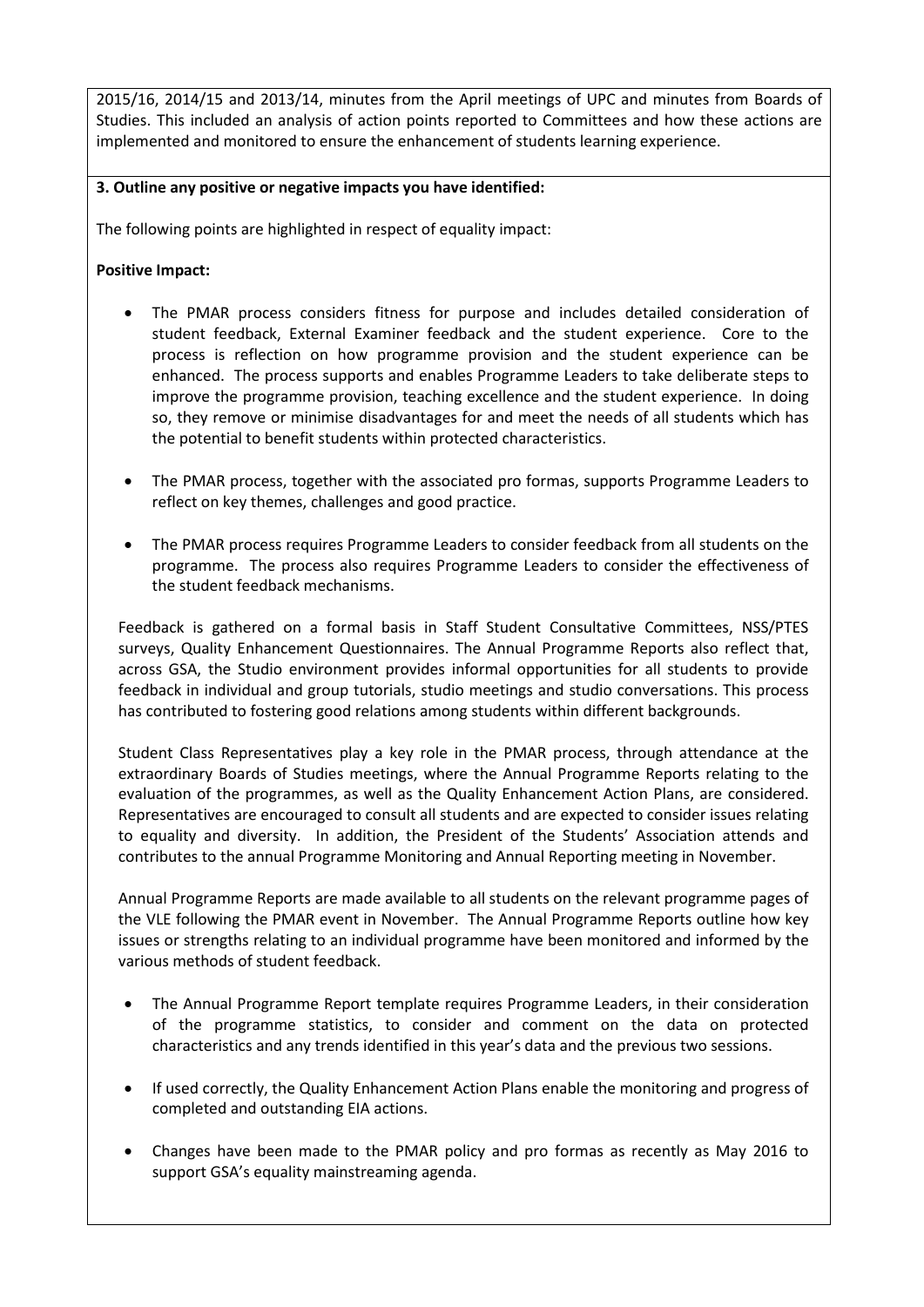2015/16, 2014/15 and 2013/14, minutes from the April meetings of UPC and minutes from Boards of Studies. This included an analysis of action points reported to Committees and how these actions are implemented and monitored to ensure the enhancement of students learning experience.

**3. Outline any positive or negative impacts you have identified:**

The following points are highlighted in respect of equality impact:

**Positive Impact:**

- The PMAR process considers fitness for purpose and includes detailed consideration of student feedback, External Examiner feedback and the student experience. Core to the process is reflection on how programme provision and the student experience can be enhanced. The process supports and enables Programme Leaders to take deliberate steps to improve the programme provision, teaching excellence and the student experience. In doing so, they remove or minimise disadvantages for and meet the needs of all students which has the potential to benefit students within protected characteristics.

- The PMAR process, together with the associated pro formas, supports Programme Leaders to reflect on key themes, challenges and good practice.

- The PMAR process requires Programme Leaders to consider feedback from all students on the programme. The process also requires Programme Leaders to consider the effectiveness of the student feedback mechanisms.

  Feedback is gathered on a formal basis in Staff Student Consultative Committees, NSS/PTES surveys, Quality Enhancement Questionnaires. The Annual Programme Reports also reflect that, across GSA, the Studio environment provides informal opportunities for all students to provide feedback in individual and group tutorials, studio meetings and studio conversations. This process has contributed to fostering good relations among students within different backgrounds.

  Student Class Representatives play a key role in the PMAR process, through attendance at the extraordinary Boards of Studies meetings, where the Annual Programme Reports relating to the evaluation of the programmes, as well as the Quality Enhancement Action Plans, are considered. Representatives are encouraged to consult all students and are expected to consider issues relating to equality and diversity. In addition, the President of the Students' Association attends and contributes to the annual Programme Monitoring and Annual Reporting meeting in November.

  Annual Programme Reports are made available to all students on the relevant programme pages of the VLE following the PMAR event in November. The Annual Programme Reports outline how key issues or strengths relating to an individual programme have been monitored and informed by the various methods of student feedback.

- The Annual Programme Report template requires Programme Leaders, in their consideration of the programme statistics, to consider and comment on the data on protected characteristics and any trends identified in this year's data and the previous two sessions.

- If used correctly, the Quality Enhancement Action Plans enable the monitoring and progress of completed and outstanding EIA actions.

- Changes have been made to the PMAR policy and pro formas as recently as May 2016 to support GSA's equality mainstreaming agenda.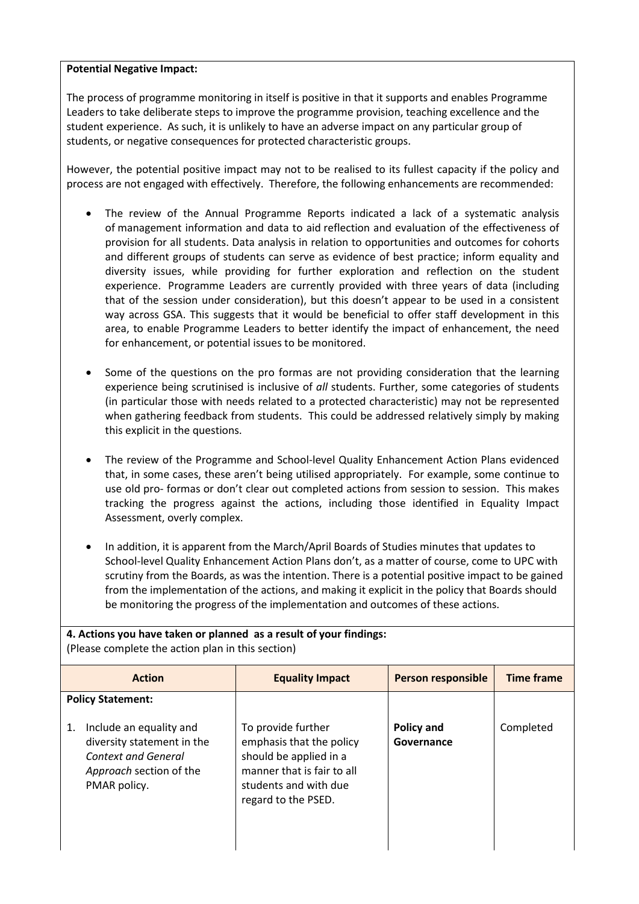**Potential Negative Impact:**

The process of programme monitoring in itself is positive in that it supports and enables Programme Leaders to take deliberate steps to improve the programme provision, teaching excellence and the student experience. As such, it is unlikely to have an adverse impact on any particular group of students, or negative consequences for protected characteristic groups.

However, the potential positive impact may not to be realised to its fullest capacity if the policy and process are not engaged with effectively. Therefore, the following enhancements are recommended:

- The review of the Annual Programme Reports indicated a lack of a systematic analysis of management information and data to aid reflection and evaluation of the effectiveness of provision for all students. Data analysis in relation to opportunities and outcomes for cohorts and different groups of students can serve as evidence of best practice; inform equality and diversity issues, while providing for further exploration and reflection on the student experience. Programme Leaders are currently provided with three years of data (including that of the session under consideration), but this doesn't appear to be used in a consistent way across GSA. This suggests that it would be beneficial to offer staff development in this area, to enable Programme Leaders to better identify the impact of enhancement, the need for enhancement, or potential issues to be monitored.

- Some of the questions on the pro formas are not providing consideration that the learning experience being scrutinised is inclusive of *all* students. Further, some categories of students (in particular those with needs related to a protected characteristic) may not be represented when gathering feedback from students. This could be addressed relatively simply by making this explicit in the questions.

- The review of the Programme and School-level Quality Enhancement Action Plans evidenced that, in some cases, these aren't being utilised appropriately. For example, some continue to use old pro- formas or don't clear out completed actions from session to session. This makes tracking the progress against the actions, including those identified in Equality Impact Assessment, overly complex.

- In addition, it is apparent from the March/April Boards of Studies minutes that updates to School-level Quality Enhancement Action Plans don't, as a matter of course, come to UPC with scrutiny from the Boards, as was the intention. There is a potential positive impact to be gained from the implementation of the actions, and making it explicit in the policy that Boards should be monitoring the progress of the implementation and outcomes of these actions.

**4. Actions you have taken or planned as a result of your findings:**
(Please complete the action plan in this section)

| Action | Equality Impact | Person responsible | Time frame |
|---|---|---|---|
| **Policy Statement:** | | | |
| 1. Include an equality and diversity statement in the *Context and General Approach* section of the PMAR policy. | To provide further emphasis that the policy should be applied in a manner that is fair to all students and with due regard to the PSED. | **Policy and Governance** | Completed |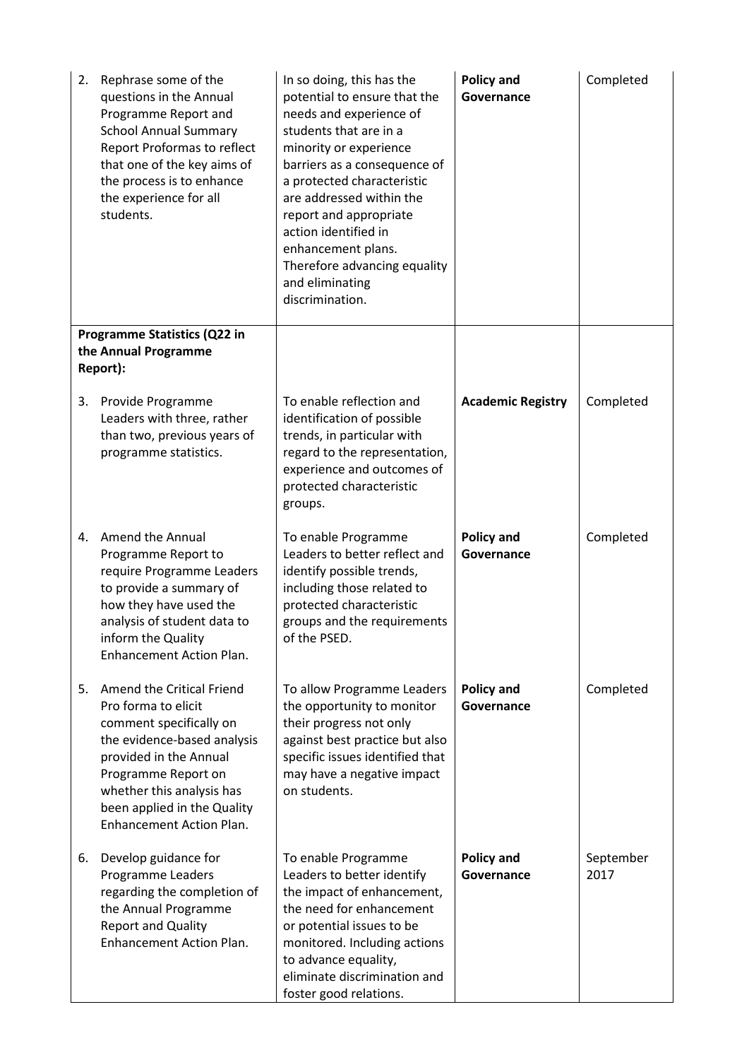| | | | |
|---|---|---|---|
| 2. Rephrase some of the questions in the Annual Programme Report and School Annual Summary Report Proformas to reflect that one of the key aims of the process is to enhance the experience for all students. | In so doing, this has the potential to ensure that the needs and experience of students that are in a minority or experience barriers as a consequence of a protected characteristic are addressed within the report and appropriate action identified in enhancement plans. Therefore advancing equality and eliminating discrimination. | **Policy and Governance** | Completed |
| **Programme Statistics (Q22 in the Annual Programme Report):** | | | |
| 3. Provide Programme Leaders with three, rather than two, previous years of programme statistics. | To enable reflection and identification of possible trends, in particular with regard to the representation, experience and outcomes of protected characteristic groups. | **Academic Registry** | Completed |
| 4. Amend the Annual Programme Report to require Programme Leaders to provide a summary of how they have used the analysis of student data to inform the Quality Enhancement Action Plan. | To enable Programme Leaders to better reflect and identify possible trends, including those related to protected characteristic groups and the requirements of the PSED. | **Policy and Governance** | Completed |
| 5. Amend the Critical Friend Pro forma to elicit comment specifically on the evidence-based analysis provided in the Annual Programme Report on whether this analysis has been applied in the Quality Enhancement Action Plan. | To allow Programme Leaders the opportunity to monitor their progress not only against best practice but also specific issues identified that may have a negative impact on students. | **Policy and Governance** | Completed |
| 6. Develop guidance for Programme Leaders regarding the completion of the Annual Programme Report and Quality Enhancement Action Plan. | To enable Programme Leaders to better identify the impact of enhancement, the need for enhancement or potential issues to be monitored. Including actions to advance equality, eliminate discrimination and foster good relations. | **Policy and Governance** | September 2017 |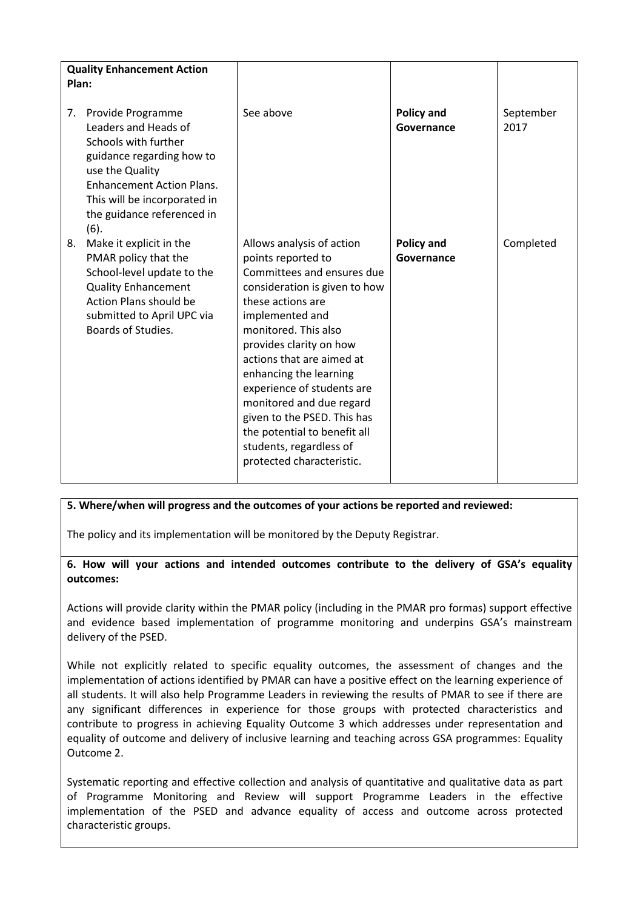| **Quality Enhancement Action Plan:** | | | |
|---|---|---|---|
| 7. Provide Programme Leaders and Heads of Schools with further guidance regarding how to use the Quality Enhancement Action Plans. This will be incorporated in the guidance referenced in (6). | See above | **Policy and Governance** | September 2017 |
| 8. Make it explicit in the PMAR policy that the School-level update to the Quality Enhancement Action Plans should be submitted to April UPC via Boards of Studies. | Allows analysis of action points reported to Committees and ensures due consideration is given to how these actions are implemented and monitored. This also provides clarity on how actions that are aimed at enhancing the learning experience of students are monitored and due regard given to the PSED. This has the potential to benefit all students, regardless of protected characteristic. | **Policy and Governance** | Completed |

**5. Where/when will progress and the outcomes of your actions be reported and reviewed:**

The policy and its implementation will be monitored by the Deputy Registrar.

**6. How will your actions and intended outcomes contribute to the delivery of GSA's equality outcomes:**

Actions will provide clarity within the PMAR policy (including in the PMAR pro formas) support effective and evidence based implementation of programme monitoring and underpins GSA's mainstream delivery of the PSED.

While not explicitly related to specific equality outcomes, the assessment of changes and the implementation of actions identified by PMAR can have a positive effect on the learning experience of all students. It will also help Programme Leaders in reviewing the results of PMAR to see if there are any significant differences in experience for those groups with protected characteristics and contribute to progress in achieving Equality Outcome 3 which addresses under representation and equality of outcome and delivery of inclusive learning and teaching across GSA programmes: Equality Outcome 2.

Systematic reporting and effective collection and analysis of quantitative and qualitative data as part of Programme Monitoring and Review will support Programme Leaders in the effective implementation of the PSED and advance equality of access and outcome across protected characteristic groups.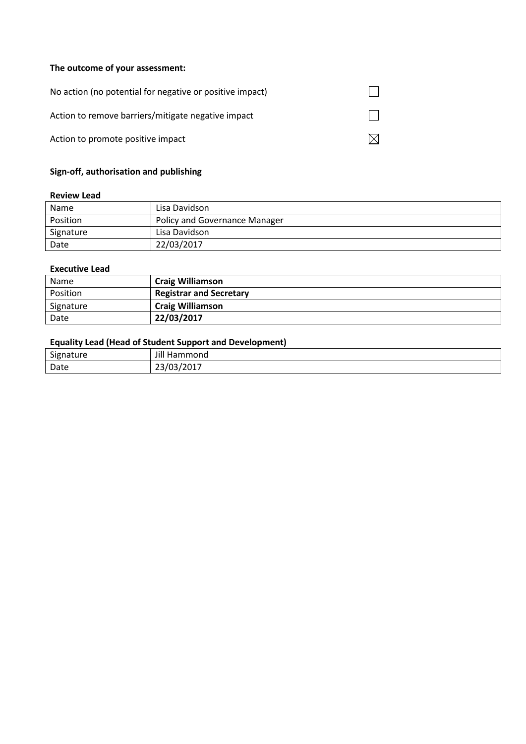**The outcome of your assessment:**

No action (no potential for negative or positive impact) ☐

Action to remove barriers/mitigate negative impact ☐

Action to promote positive impact ☒

**Sign-off, authorisation and publishing**

**Review Lead**

| | |
|---|---|
| Name | Lisa Davidson |
| Position | Policy and Governance Manager |
| Signature | Lisa Davidson |
| Date | 22/03/2017 |

**Executive Lead**

| | |
|---|---|
| Name | **Craig Williamson** |
| Position | **Registrar and Secretary** |
| Signature | **Craig Williamson** |
| Date | **22/03/2017** |

**Equality Lead (Head of Student Support and Development)**

| | |
|---|---|
| Signature | Jill Hammond |
| Date | 23/03/2017 |